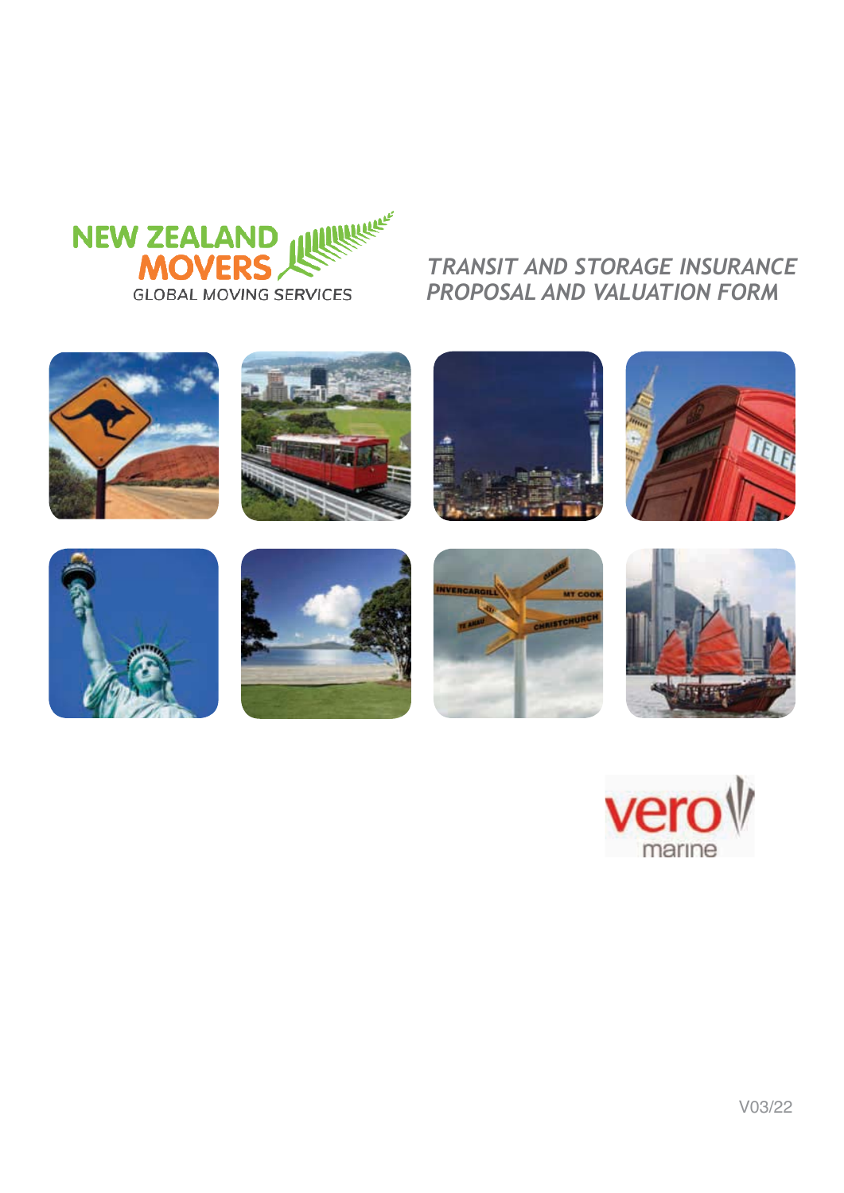NEW ZEALAND MOVERS

GLOBAL MOVING SERVICES

# *TRANSIT AND STORAGE INSURANCE PROPOSAL AND VALUATION FORM*

vero marine

V03/22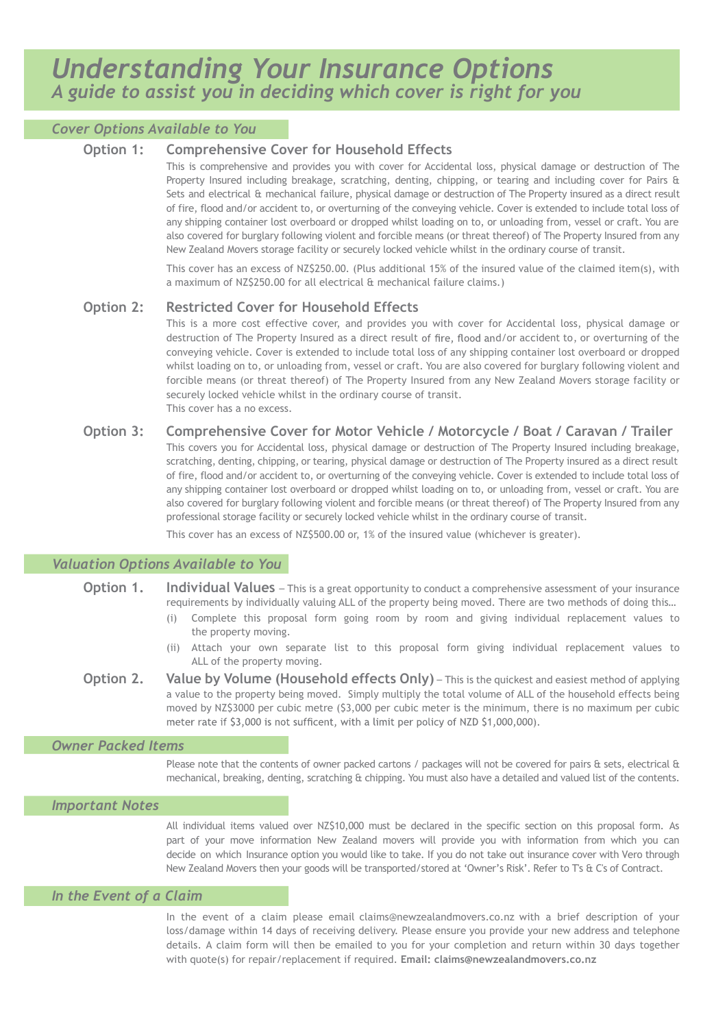# *Understanding Your Insurance Options*

## *A guide to assist you in deciding which cover is right for you*

### *Cover Options Available to You*

**Option 1: Comprehensive Cover for Household Effects**

This is comprehensive and provides you with cover for Accidental loss, physical damage or destruction of The Property Insured including breakage, scratching, denting, chipping, or tearing and including cover for Pairs & Sets and electrical & mechanical failure, physical damage or destruction of The Property insured as a direct result of fire, flood and/or accident to, or overturning of the conveying vehicle. Cover is extended to include total loss of any shipping container lost overboard or dropped whilst loading on to, or unloading from, vessel or craft. You are also covered for burglary following violent and forcible means (or threat thereof) of The Property Insured from any New Zealand Movers storage facility or securely locked vehicle whilst in the ordinary course of transit.

This cover has an excess of NZ$250.00. (Plus additional 15% of the insured value of the claimed item(s), with a maximum of NZ$250.00 for all electrical & mechanical failure claims.)

**Option 2: Restricted Cover for Household Effects**

This is a more cost effective cover, and provides you with cover for Accidental loss, physical damage or destruction of The Property Insured as a direct result of fire, flood and/or accident to, or overturning of the conveying vehicle. Cover is extended to include total loss of any shipping container lost overboard or dropped whilst loading on to, or unloading from, vessel or craft. You are also covered for burglary following violent and forcible means (or threat thereof) of The Property Insured from any New Zealand Movers storage facility or securely locked vehicle whilst in the ordinary course of transit.
This cover has a no excess.

**Option 3: Comprehensive Cover for Motor Vehicle / Motorcycle / Boat / Caravan / Trailer**

This covers you for Accidental loss, physical damage or destruction of The Property Insured including breakage, scratching, denting, chipping, or tearing, physical damage or destruction of The Property insured as a direct result of fire, flood and/or accident to, or overturning of the conveying vehicle. Cover is extended to include total loss of any shipping container lost overboard or dropped whilst loading on to, or unloading from, vessel or craft. You are also covered for burglary following violent and forcible means (or threat thereof) of The Property Insured from any professional storage facility or securely locked vehicle whilst in the ordinary course of transit.

This cover has an excess of NZ$500.00 or, 1% of the insured value (whichever is greater).

### *Valuation Options Available to You*

**Option 1. Individual Values** – This is a great opportunity to conduct a comprehensive assessment of your insurance requirements by individually valuing ALL of the property being moved. There are two methods of doing this…

(i) Complete this proposal form going room by room and giving individual replacement values to the property moving.

(ii) Attach your own separate list to this proposal form giving individual replacement values to ALL of the property moving.

**Option 2. Value by Volume (Household effects Only)** – This is the quickest and easiest method of applying a value to the property being moved. Simply multiply the total volume of ALL of the household effects being moved by NZ$3000 per cubic metre ($3,000 per cubic meter is the minimum, there is no maximum per cubic meter rate if $3,000 is not sufficent, with a limit per policy of NZD $1,000,000).

### *Owner Packed Items*

Please note that the contents of owner packed cartons / packages will not be covered for pairs & sets, electrical & mechanical, breaking, denting, scratching & chipping. You must also have a detailed and valued list of the contents.

### *Important Notes*

All individual items valued over NZ$10,000 must be declared in the specific section on this proposal form. As part of your move information New Zealand movers will provide you with information from which you can decide on which Insurance option you would like to take. If you do not take out insurance cover with Vero through New Zealand Movers then your goods will be transported/stored at 'Owner's Risk'. Refer to T's & C's of Contract.

### *In the Event of a Claim*

In the event of a claim please email claims@newzealandmovers.co.nz with a brief description of your loss/damage within 14 days of receiving delivery. Please ensure you provide your new address and telephone details. A claim form will then be emailed to you for your completion and return within 30 days together with quote(s) for repair/replacement if required. **Email: claims@newzealandmovers.co.nz**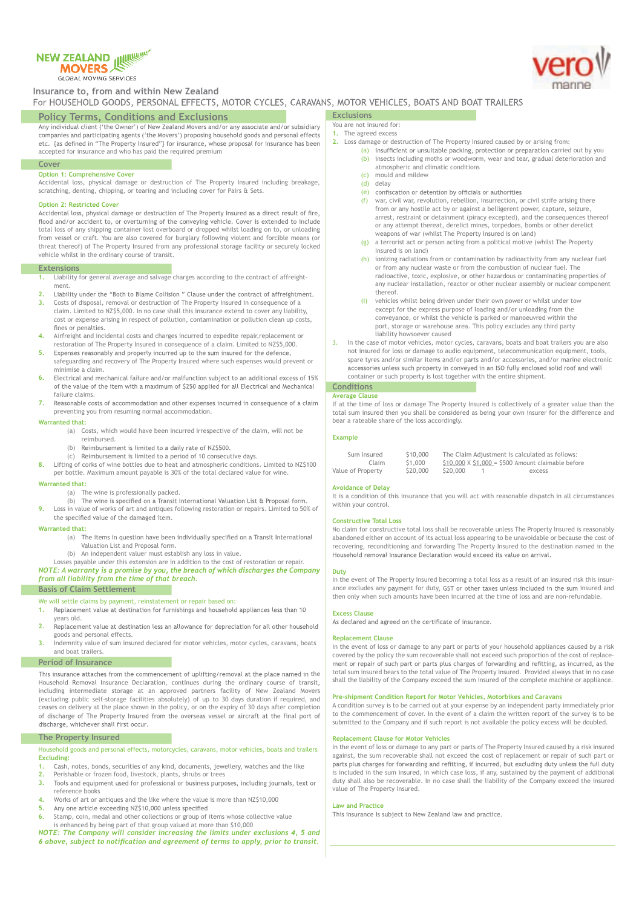NEW ZEALAND MOVERS
GLOBAL MOVING SERVICES

vero marine

# Insurance to, from and within New Zealand

For HOUSEHOLD GOODS, PERSONAL EFFECTS, MOTOR CYCLES, CARAVANS, MOTOR VEHICLES, BOATS AND BOAT TRAILERS

## Policy Terms, Conditions and Exclusions

Any individual client ('the Owner') of New Zealand Movers and/or any associate and/or subsidiary companies and participating agents ('the Movers') proposing household goods and personal effects etc. {as defined in "The Property Insured"} for insurance, whose proposal for insurance has been accepted for insurance and who has paid the required premium

## Cover

### Option 1: Comprehensive Cover

Accidental loss, physical damage or destruction of The Property Insured including breakage, scratching, denting, chipping, or tearing and including cover for Pairs & Sets.

### Option 2: Restricted Cover

Accidental loss, physical damage or destruction of The Property Insured as a direct result of fire, flood and/or accident to, or overturning of the conveying vehicle. Cover is extended to include total loss of any shipping container lost overboard or dropped whilst loading on to, or unloading from vessel or craft. You are also covered for burglary following violent and forcible means (or threat thereof) of The Property Insured from any professional storage facility or securely locked vehicle whilst in the ordinary course of transit.

## Extensions

1. Liability for general average and salvage charges according to the contract of affreightment.
2. Liability under the "Both to Blame Collision " Clause under the contract of affreightment.
3. Costs of disposal, removal or destruction of The Property Insured in consequence of a claim. Limited to NZ$5,000. In no case shall this insurance extend to cover any liability, cost or expense arising in respect of pollution, contamination or pollution clean up costs, fines or penalties.
4. Airfreight and incidental costs and charges incurred to expedite repair,replacement or restoration of The Property Insured in consequence of a claim. Limited to NZ$5,000.
5. Expenses reasonably and properly incurred up to the sum insured for the defence, safeguarding and recovery of The Property Insured where such expenses would prevent or minimise a claim.
6. Electrical and mechanical failure and/or malfunction subject to an additional excess of 15% of the value of the item with a maximum of $250 applied for all Electrical and Mechanical failure claims.
7. Reasonable costs of accommodation and other expenses incurred in consequence of a claim preventing you from resuming normal accommodation.

**Warranted that:**

(a) Costs, which would have been incurred irrespective of the claim, will not be reimbursed.
(b) Reimbursement is limited to a daily rate of NZ$500.
(c) Reimbursement is limited to a period of 10 consecutive days.

8. Lifting of corks of wine bottles due to heat and atmospheric conditions. Limited to NZ$100 per bottle. Maximum amount payable is 30% of the total declared value for wine.

**Warranted that:**

(a) The wine is professionally packed.
(b) The wine is specified on a Transit International Valuation List & Proposal form.

9. Loss in value of works of art and antiques following restoration or repairs. Limited to 50% of the specified value of the damaged item.

**Warranted that:**

(a) The items in question have been individually specified on a Transit International Valuation List and Proposal form.
(b) An independent valuer must establish any loss in value.

Losses payable under this extension are in addition to the cost of restoration or repair.

***NOTE: A warranty is a promise by you, the breach of which discharges the Company from all liability from the time of that breach.***

## Basis of Claim Settlement

We will settle claims by payment, reinstatement or repair based on:

1. Replacement value at destination for furnishings and household appliances less than 10 years old.
2. Replacement value at destination less an allowance for depreciation for all other household goods and personal effects.
3. Indemnity value of sum insured declared for motor vehicles, motor cycles, caravans, boats and boat trailers.

## Period of Insurance

This insurance attaches from the commencement of uplifting/removal at the place named in the Household Removal Insurance Declaration, continues during the ordinary course of transit, including intermediate storage at an approved partners facility of New Zealand Movers (excluding public self-storage facilities absolutely) of up to 30 days duration if required, and ceases on delivery at the place shown in the policy, or on the expiry of 30 days after completion of discharge of The Property Insured from the overseas vessel or aircraft at the final port of discharge, whichever shall first occur.

## The Property Insured

Household goods and personal effects, motorcycles, caravans, motor vehicles, boats and trailers

**Excluding:**

1. Cash, notes, bonds, securities of any kind, documents, jewellery, watches and the like
2. Perishable or frozen food, livestock, plants, shrubs or trees
3. Tools and equipment used for professional or business purposes, including journals, text or reference books
4. Works of art or antiques and the like where the value is more than NZ$10,000
5. Any one article exceeding NZ$10,000 unless specified
6. Stamp, coin, medal and other collections or group of items whose collective value is enhanced by being part of that group valued at more than $10,000

***NOTE: The Company will consider increasing the limits under exclusions 4, 5 and 6 above, subject to notification and agreement of terms to apply, prior to transit.***

## Exclusions

You are not insured for:

1. The agreed excess
2. Loss damage or destruction of The Property Insured caused by or arising from:
   (a) insufficient or unsuitable packing, protection or preparation carried out by you
   (b) insects including moths or woodworm, wear and tear, gradual deterioration and atmospheric and climatic conditions
   (c) mould and mildew
   (d) delay
   (e) confiscation or detention by officials or authorities
   (f) war, civil war, revolution, rebellion, insurrection, or civil strife arising there from or any hostile act by or against a belligerent power, capture, seizure, arrest, restraint or detainment (piracy excepted), and the consequences thereof or any attempt thereat, derelict mines, torpedoes, bombs or other derelict weapons of war (whilst The Property Insured is on land)
   (g) a terrorist act or person acting from a political motive (whilst The Property Insured is on land)
   (h) ionizing radiations from or contamination by radioactivity from any nuclear fuel or from any nuclear waste or from the combustion of nuclear fuel. The radioactive, toxic, explosive, or other hazardous or contaminating properties of any nuclear installation, reactor or other nuclear assembly or nuclear component thereof.
   (i) vehicles whilst being driven under their own power or whilst under tow except for the express purpose of loading and/or unloading from the conveyance, or whilst the vehicle is parked or manoeuvred within the port, storage or warehouse area. This policy excludes any third party liability howsoever caused
3. In the case of motor vehicles, motor cycles, caravans, boats and boat trailers you are also not insured for loss or damage to audio equipment, telecommunication equipment, tools, spare tyres and/or similar items and/or parts and/or accessories, and/or marine electronic accessories unless such property in conveyed in an ISO fully enclosed solid roof and wall container or such property is lost together with the entire shipment.

## Conditions

### Average Clause

If at the time of loss or damage The Property Insured is collectively of a greater value than the total sum insured then you shall be considered as being your own insurer for the difference and bear a rateable share of the loss accordingly.

### Example

| | | The Claim Adjustment is calculated as follows: |
|---|---|---|
| Sum Insured | $10,000 | |
| Claim | $1,000 | $10,000 X $1,000 = $500 Amount claimable before |
| Value of Property | $20,000 | $20,000 1 excess |

### Avoidance of Delay

It is a condition of this insurance that you will act with reasonable dispatch in all circumstances within your control.

### Constructive Total Loss

No claim for constructive total loss shall be recoverable unless The Property Insured is reasonably abandoned either on account of its actual loss appearing to be unavoidable or because the cost of recovering, reconditioning and forwarding The Property Insured to the destination named in the Household removal Insurance Declaration would exceed its value on arrival.

### Duty

In the event of The Property Insured becoming a total loss as a result of an insured risk this insurance excludes any payment for duty, GST or other taxes unless included in the sum insured and then only when such amounts have been incurred at the time of loss and are non-refundable.

### Excess Clause

As declared and agreed on the certificate of insurance.

### Replacement Clause

In the event of loss or damage to any part or parts of your household appliances caused by a risk covered by the policy the sum recoverable shall not exceed such proportion of the cost of replacement or repair of such part or parts plus charges of forwarding and refitting, as incurred, as the total sum insured bears to the total value of The Property Insured. Provided always that in no case shall the liability of the Company exceed the sum insured of the complete machine or appliance.

### Pre-shipment Condition Report for Motor Vehicles, Motorbikes and Caravans

A condition survey is to be carried out at your expense by an independent party immediately prior to the commencement of cover. In the event of a claim the written report of the survey is to be submitted to the Company and if such report is not available the policy excess will be doubled.

### Replacement Clause for Motor Vehicles

In the event of loss or damage to any part or parts of The Property Insured caused by a risk insured against, the sum recoverable shall not exceed the cost of replacement or repair of such part or parts plus charges for forwarding and refitting, if incurred, but excluding duty unless the full duty is included in the sum insured, in which case loss, if any, sustained by the payment of additional duty shall also be recoverable. In no case shall the liability of the Company exceed the insured value of The Property Insured.

### Law and Practice

This insurance is subject to New Zealand law and practice.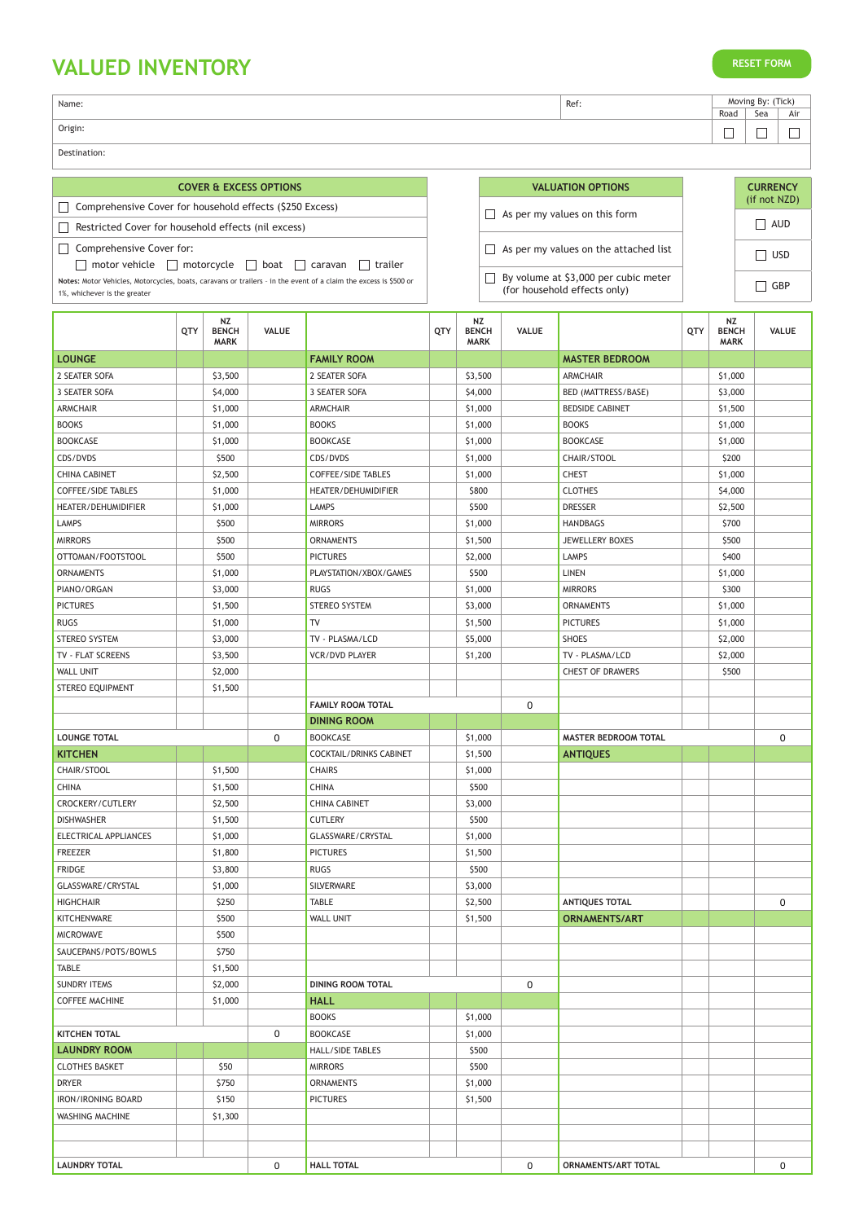# VALUED INVENTORY

RESET FORM

| Name: | Ref: | Moving By: (Tick) | | |
|---|---|---|---|---|
| | | Road | Sea | Air |
| Origin: | | ☐ | ☐ | ☐ |
| Destination: | | | | |

| COVER & EXCESS OPTIONS |
|---|
| ☐ Comprehensive Cover for household effects ($250 Excess) |
| ☐ Restricted Cover for household effects (nil excess) |
| ☐ Comprehensive Cover for: ☐ motor vehicle ☐ motorcycle ☐ boat ☐ caravan ☐ trailer |
| **Notes:** Motor Vehicles, Motorcycles, boats, caravans or trailers - in the event of a claim the excess is $500 or 1%, whichever is the greater |

| VALUATION OPTIONS |
|---|
| ☐ As per my values on this form |
| ☐ As per my values on the attached list |
| ☐ By volume at $3,000 per cubic meter (for household effects only) |

| CURRENCY (if not NZD) |
|---|
| ☐ AUD |
| ☐ USD |
| ☐ GBP |

| | QTY | NZ BENCH MARK | VALUE | | QTY | NZ BENCH MARK | VALUE | | QTY | NZ BENCH MARK | VALUE |
|---|---|---|---|---|---|---|---|---|---|---|---|
| **LOUNGE** | | | | **FAMILY ROOM** | | | | **MASTER BEDROOM** | | | |
| 2 SEATER SOFA | | $3,500 | | 2 SEATER SOFA | | $3,500 | | ARMCHAIR | | $1,000 | |
| 3 SEATER SOFA | | $4,000 | | 3 SEATER SOFA | | $4,000 | | BED (MATTRESS/BASE) | | $3,000 | |
| ARMCHAIR | | $1,000 | | ARMCHAIR | | $1,000 | | BEDSIDE CABINET | | $1,500 | |
| BOOKS | | $1,000 | | BOOKS | | $1,000 | | BOOKS | | $1,000 | |
| BOOKCASE | | $1,000 | | BOOKCASE | | $1,000 | | BOOKCASE | | $1,000 | |
| CDS/DVDS | | $500 | | CDS/DVDS | | $1,000 | | CHAIR/STOOL | | $200 | |
| CHINA CABINET | | $2,500 | | COFFEE/SIDE TABLES | | $1,000 | | CHEST | | $1,000 | |
| COFFEE/SIDE TABLES | | $1,000 | | HEATER/DEHUMIDIFIER | | $800 | | CLOTHES | | $4,000 | |
| HEATER/DEHUMIDIFIER | | $1,000 | | LAMPS | | $500 | | DRESSER | | $2,500 | |
| LAMPS | | $500 | | MIRRORS | | $1,000 | | HANDBAGS | | $700 | |
| MIRRORS | | $500 | | ORNAMENTS | | $1,500 | | JEWELLERY BOXES | | $500 | |
| OTTOMAN/FOOTSTOOL | | $500 | | PICTURES | | $2,000 | | LAMPS | | $400 | |
| ORNAMENTS | | $1,000 | | PLAYSTATION/XBOX/GAMES | | $500 | | LINEN | | $1,000 | |
| PIANO/ORGAN | | $3,000 | | RUGS | | $1,000 | | MIRRORS | | $300 | |
| PICTURES | | $1,500 | | STEREO SYSTEM | | $3,000 | | ORNAMENTS | | $1,000 | |
| RUGS | | $1,000 | | TV | | $1,500 | | PICTURES | | $1,000 | |
| STEREO SYSTEM | | $3,000 | | TV - PLASMA/LCD | | $5,000 | | SHOES | | $2,000 | |
| TV - FLAT SCREENS | | $3,500 | | VCR/DVD PLAYER | | $1,200 | | TV - PLASMA/LCD | | $2,000 | |
| WALL UNIT | | $2,000 | | | | | | CHEST OF DRAWERS | | $500 | |
| STEREO EQUIPMENT | | $1,500 | | | | | | | | | |
| | | | | **FAMILY ROOM TOTAL** | | | 0 | | | | |
| | | | | **DINING ROOM** | | | | | | | |
| **LOUNGE TOTAL** | | | 0 | BOOKCASE | | $1,000 | | **MASTER BEDROOM TOTAL** | | | 0 |
| **KITCHEN** | | | | COCKTAIL/DRINKS CABINET | | $1,500 | | **ANTIQUES** | | | |
| CHAIR/STOOL | | $1,500 | | CHAIRS | | $1,000 | | | | | |
| CHINA | | $1,500 | | CHINA | | $500 | | | | | |
| CROCKERY/CUTLERY | | $2,500 | | CHINA CABINET | | $3,000 | | | | | |
| DISHWASHER | | $1,500 | | CUTLERY | | $500 | | | | | |
| ELECTRICAL APPLIANCES | | $1,000 | | GLASSWARE/CRYSTAL | | $1,000 | | | | | |
| FREEZER | | $1,800 | | PICTURES | | $1,500 | | | | | |
| FRIDGE | | $3,800 | | RUGS | | $500 | | | | | |
| GLASSWARE/CRYSTAL | | $1,000 | | SILVERWARE | | $3,000 | | | | | |
| HIGHCHAIR | | $250 | | TABLE | | $2,500 | | **ANTIQUES TOTAL** | | | 0 |
| KITCHENWARE | | $500 | | WALL UNIT | | $1,500 | | **ORNAMENTS/ART** | | | |
| MICROWAVE | | $500 | | | | | | | | | |
| SAUCEPANS/POTS/BOWLS | | $750 | | | | | | | | | |
| TABLE | | $1,500 | | | | | | | | | |
| SUNDRY ITEMS | | $2,000 | | **DINING ROOM TOTAL** | | | 0 | | | | |
| COFFEE MACHINE | | $1,000 | | **HALL** | | | | | | | |
| | | | | BOOKS | | $1,000 | | | | | |
| **KITCHEN TOTAL** | | | 0 | BOOKCASE | | $1,000 | | | | | |
| **LAUNDRY ROOM** | | | | HALL/SIDE TABLES | | $500 | | | | | |
| CLOTHES BASKET | | $50 | | MIRRORS | | $500 | | | | | |
| DRYER | | $750 | | ORNAMENTS | | $1,000 | | | | | |
| IRON/IRONING BOARD | | $150 | | PICTURES | | $1,500 | | | | | |
| WASHING MACHINE | | $1,300 | | | | | | | | | |
| | | | | | | | | | | | |
| | | | | | | | | | | | |
| **LAUNDRY TOTAL** | | | 0 | **HALL TOTAL** | | | 0 | **ORNAMENTS/ART TOTAL** | | | 0 |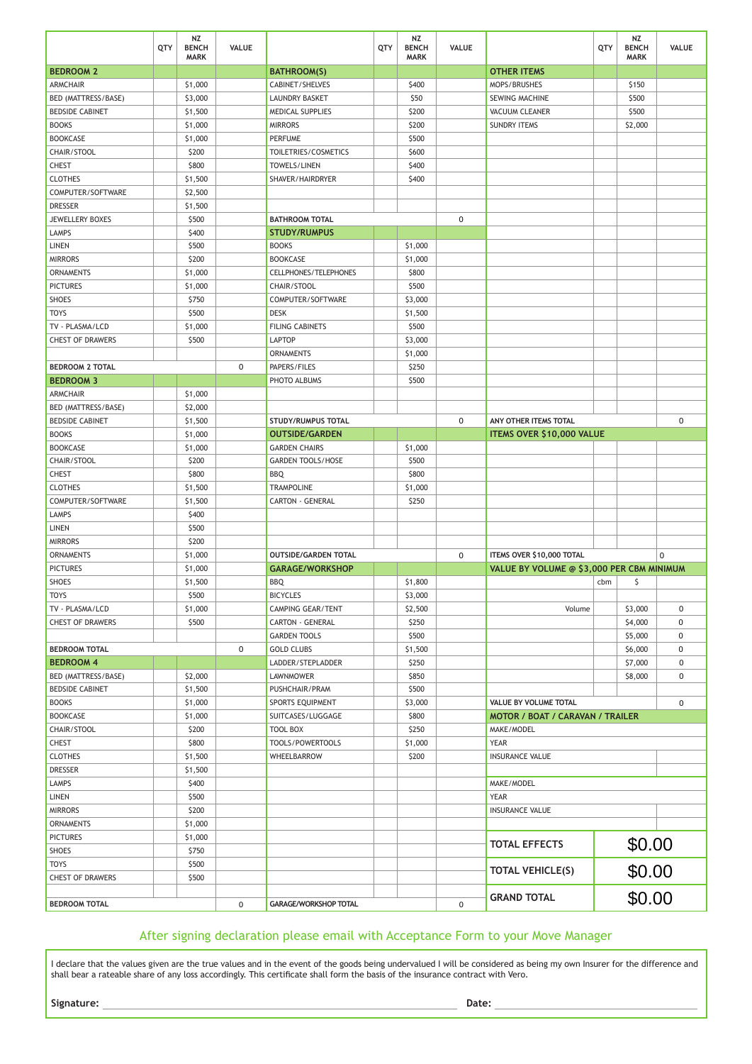| | QTY | NZ BENCH MARK | VALUE | | QTY | NZ BENCH MARK | VALUE | | QTY | NZ BENCH MARK | VALUE |
|---|---|---|---|---|---|---|---|---|---|---|---|
| **BEDROOM 2** | | | | **BATHROOM(S)** | | | | **OTHER ITEMS** | | | |
| ARMCHAIR | | $1,000 | | CABINET/SHELVES | | $400 | | MOPS/BRUSHES | | $150 | |
| BED (MATTRESS/BASE) | | $3,000 | | LAUNDRY BASKET | | $50 | | SEWING MACHINE | | $500 | |
| BEDSIDE CABINET | | $1,500 | | MEDICAL SUPPLIES | | $200 | | VACUUM CLEANER | | $500 | |
| BOOKS | | $1,000 | | MIRRORS | | $200 | | SUNDRY ITEMS | | $2,000 | |
| BOOKCASE | | $1,000 | | PERFUME | | $500 | | | | | |
| CHAIR/STOOL | | $200 | | TOILETRIES/COSMETICS | | $600 | | | | | |
| CHEST | | $800 | | TOWELS/LINEN | | $400 | | | | | |
| CLOTHES | | $1,500 | | SHAVER/HAIRDRYER | | $400 | | | | | |
| COMPUTER/SOFTWARE | | $2,500 | | | | | | | | | |
| DRESSER | | $1,500 | | | | | | | | | |
| JEWELLERY BOXES | | $500 | | **BATHROOM TOTAL** | | | 0 | | | | |
| LAMPS | | $400 | | **STUDY/RUMPUS** | | | | | | | |
| LINEN | | $500 | | BOOKS | | $1,000 | | | | | |
| MIRRORS | | $200 | | BOOKCASE | | $1,000 | | | | | |
| ORNAMENTS | | $1,000 | | CELLPHONES/TELEPHONES | | $800 | | | | | |
| PICTURES | | $1,000 | | CHAIR/STOOL | | $500 | | | | | |
| SHOES | | $750 | | COMPUTER/SOFTWARE | | $3,000 | | | | | |
| TOYS | | $500 | | DESK | | $1,500 | | | | | |
| TV - PLASMA/LCD | | $1,000 | | FILING CABINETS | | $500 | | | | | |
| CHEST OF DRAWERS | | $500 | | LAPTOP | | $3,000 | | | | | |
| | | | | ORNAMENTS | | $1,000 | | | | | |
| **BEDROOM 2 TOTAL** | | | 0 | PAPERS/FILES | | $250 | | | | | |
| **BEDROOM 3** | | | | PHOTO ALBUMS | | $500 | | | | | |
| ARMCHAIR | | $1,000 | | | | | | | | | |
| BED (MATTRESS/BASE) | | $2,000 | | | | | | | | | |
| BEDSIDE CABINET | | $1,500 | | **STUDY/RUMPUS TOTAL** | | | 0 | **ANY OTHER ITEMS TOTAL** | | | 0 |
| BOOKS | | $1,000 | | **OUTSIDE/GARDEN** | | | | **ITEMS OVER $10,000 VALUE** | | | |
| BOOKCASE | | $1,000 | | GARDEN CHAIRS | | $1,000 | | | | | |
| CHAIR/STOOL | | $200 | | GARDEN TOOLS/HOSE | | $500 | | | | | |
| CHEST | | $800 | | BBQ | | $800 | | | | | |
| CLOTHES | | $1,500 | | TRAMPOLINE | | $1,000 | | | | | |
| COMPUTER/SOFTWARE | | $1,500 | | CARTON - GENERAL | | $250 | | | | | |
| LAMPS | | $400 | | | | | | | | | |
| LINEN | | $500 | | | | | | | | | |
| MIRRORS | | $200 | | | | | | | | | |
| ORNAMENTS | | $1,000 | | **OUTSIDE/GARDEN TOTAL** | | | 0 | **ITEMS OVER $10,000 TOTAL** | | | 0 |
| PICTURES | | $1,000 | | **GARAGE/WORKSHOP** | | | | **VALUE BY VOLUME @ $3,000 PER CBM MINIMUM** | | | |
| SHOES | | $1,500 | | BBQ | | $1,800 | | | cbm | $ | |
| TOYS | | $500 | | BICYCLES | | $3,000 | | | | | |
| TV - PLASMA/LCD | | $1,000 | | CAMPING GEAR/TENT | | $2,500 | | Volume | | $3,000 | 0 |
| CHEST OF DRAWERS | | $500 | | CARTON - GENERAL | | $250 | | | | $4,000 | 0 |
| | | | | GARDEN TOOLS | | $500 | | | | $5,000 | 0 |
| **BEDROOM TOTAL** | | | 0 | GOLD CLUBS | | $1,500 | | | | $6,000 | 0 |
| **BEDROOM 4** | | | | LADDER/STEPLADDER | | $250 | | | | $7,000 | 0 |
| BED (MATTRESS/BASE) | | $2,000 | | LAWNMOWER | | $850 | | | | $8,000 | 0 |
| BEDSIDE CABINET | | $1,500 | | PUSHCHAIR/PRAM | | $500 | | | | | |
| BOOKS | | $1,000 | | SPORTS EQUIPMENT | | $3,000 | | **VALUE BY VOLUME TOTAL** | | | 0 |
| BOOKCASE | | $1,000 | | SUITCASES/LUGGAGE | | $800 | | **MOTOR / BOAT / CARAVAN / TRAILER** | | | |
| CHAIR/STOOL | | $200 | | TOOL BOX | | $250 | | MAKE/MODEL | | | |
| CHEST | | $800 | | TOOLS/POWERTOOLS | | $1,000 | | YEAR | | | |
| CLOTHES | | $1,500 | | WHEELBARROW | | $200 | | INSURANCE VALUE | | | |
| DRESSER | | $1,500 | | | | | | | | | |
| LAMPS | | $400 | | | | | | MAKE/MODEL | | | |
| LINEN | | $500 | | | | | | YEAR | | | |
| MIRRORS | | $200 | | | | | | INSURANCE VALUE | | | |
| ORNAMENTS | | $1,000 | | | | | | | | | |
| PICTURES | | $1,000 | | | | | | **TOTAL EFFECTS** | | $0.00 | |
| SHOES | | $750 | | | | | | | | | |
| TOYS | | $500 | | | | | | **TOTAL VEHICLE(S)** | | $0.00 | |
| CHEST OF DRAWERS | | $500 | | | | | | | | | |
| | | | | | | | | **GRAND TOTAL** | | $0.00 | |
| **BEDROOM TOTAL** | | | 0 | **GARAGE/WORKSHOP TOTAL** | | | 0 | | | | |

After signing declaration please email with Acceptance Form to your Move Manager

I declare that the values given are the true values and in the event of the goods being undervalued I will be considered as being my own Insurer for the difference and shall bear a rateable share of any loss accordingly. This certificate shall form the basis of the insurance contract with Vero.

**Signature:** ______________________ **Date:** ______________________